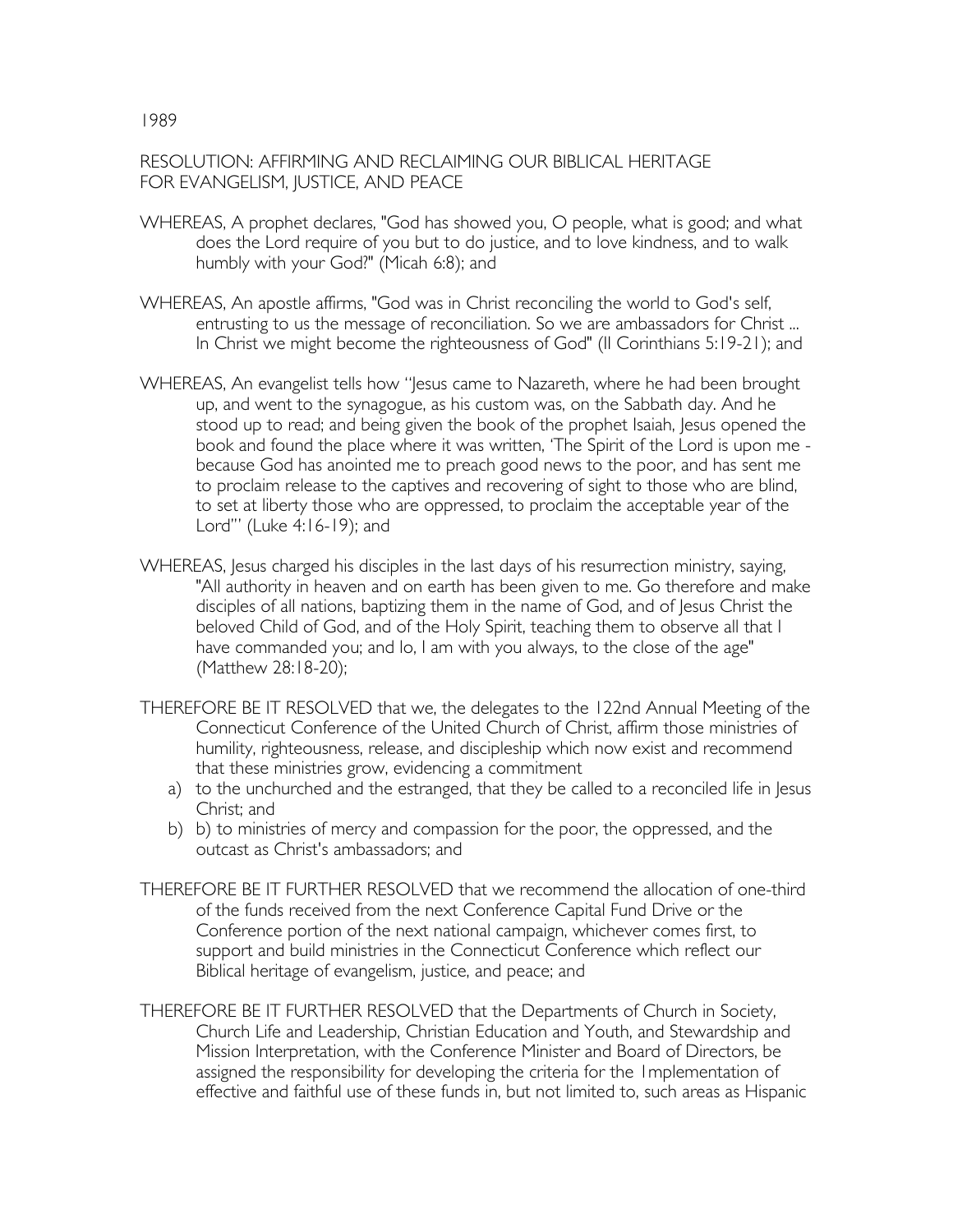1989

RESOLUTION: AFFIRMING AND RECLAIMING OUR BIBLICAL HERITAGE FOR EVANGELISM, JUSTICE, AND PEACE

WHEREAS, A prophet declares, "God has showed you, O people, what is good; and what does the Lord require of you but to do justice, and to love kindness, and to walk humbly with your God?" (Micah 6:8); and

WHEREAS, An apostle affirms, "God was in Christ reconciling the world to God's self, entrusting to us the message of reconciliation. So we are ambassadors for Christ ... In Christ we might become the righteousness of God" (II Corinthians 5:19-21); and

WHEREAS, An evangelist tells how "Jesus came to Nazareth, where he had been brought up, and went to the synagogue, as his custom was, on the Sabbath day. And he stood up to read; and being given the book of the prophet Isaiah, Jesus opened the book and found the place where it was written, 'The Spirit of the Lord is upon me - because God has anointed me to preach good news to the poor, and has sent me to proclaim release to the captives and recovering of sight to those who are blind, to set at liberty those who are oppressed, to proclaim the acceptable year of the Lord'" (Luke 4:16-19); and

WHEREAS, Jesus charged his disciples in the last days of his resurrection ministry, saying, "All authority in heaven and on earth has been given to me. Go therefore and make disciples of all nations, baptizing them in the name of God, and of Jesus Christ the beloved Child of God, and of the Holy Spirit, teaching them to observe all that I have commanded you; and lo, I am with you always, to the close of the age" (Matthew 28:18-20);

THEREFORE BE IT RESOLVED that we, the delegates to the 122nd Annual Meeting of the Connecticut Conference of the United Church of Christ, affirm those ministries of humility, righteousness, release, and discipleship which now exist and recommend that these ministries grow, evidencing a commitment

a) to the unchurched and the estranged, that they be called to a reconciled life in Jesus Christ; and
b) b) to ministries of mercy and compassion for the poor, the oppressed, and the outcast as Christ's ambassadors; and

THEREFORE BE IT FURTHER RESOLVED that we recommend the allocation of one-third of the funds received from the next Conference Capital Fund Drive or the Conference portion of the next national campaign, whichever comes first, to support and build ministries in the Connecticut Conference which reflect our Biblical heritage of evangelism, justice, and peace; and

THEREFORE BE IT FURTHER RESOLVED that the Departments of Church in Society, Church Life and Leadership, Christian Education and Youth, and Stewardship and Mission Interpretation, with the Conference Minister and Board of Directors, be assigned the responsibility for developing the criteria for the 1mplementation of effective and faithful use of these funds in, but not limited to, such areas as Hispanic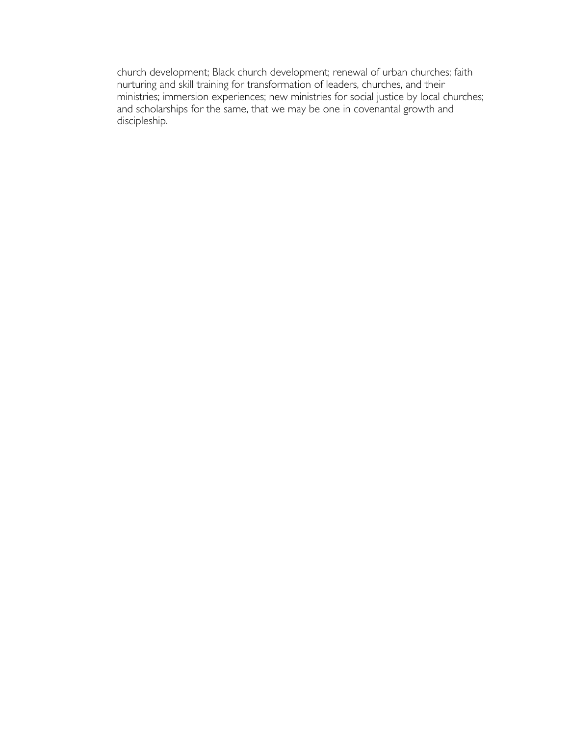church development; Black church development; renewal of urban churches; faith nurturing and skill training for transformation of leaders, churches, and their ministries; immersion experiences; new ministries for social justice by local churches; and scholarships for the same, that we may be one in covenantal growth and discipleship.